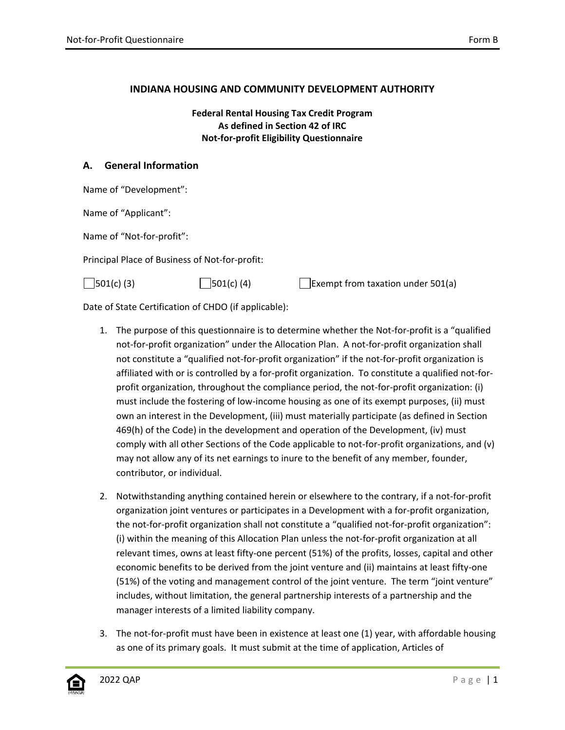**INDIANA HOUSING AND COMMUNITY DEVELOPMENT AUTHORITY**

**Federal Rental Housing Tax Credit Program**
**As defined in Section 42 of IRC**
**Not-for-profit Eligibility Questionnaire**

## A. General Information

Name of "Development":

Name of "Applicant":

Name of "Not-for-profit":

Principal Place of Business of Not-for-profit:

☐ 501(c) (3)    ☐ 501(c) (4)    ☐ Exempt from taxation under 501(a)

Date of State Certification of CHDO (if applicable):

1. The purpose of this questionnaire is to determine whether the Not-for-profit is a "qualified not-for-profit organization" under the Allocation Plan. A not-for-profit organization shall not constitute a "qualified not-for-profit organization" if the not-for-profit organization is affiliated with or is controlled by a for-profit organization. To constitute a qualified not-for-profit organization, throughout the compliance period, the not-for-profit organization: (i) must include the fostering of low-income housing as one of its exempt purposes, (ii) must own an interest in the Development, (iii) must materially participate (as defined in Section 469(h) of the Code) in the development and operation of the Development, (iv) must comply with all other Sections of the Code applicable to not-for-profit organizations, and (v) may not allow any of its net earnings to inure to the benefit of any member, founder, contributor, or individual.

2. Notwithstanding anything contained herein or elsewhere to the contrary, if a not-for-profit organization joint ventures or participates in a Development with a for-profit organization, the not-for-profit organization shall not constitute a "qualified not-for-profit organization": (i) within the meaning of this Allocation Plan unless the not-for-profit organization at all relevant times, owns at least fifty-one percent (51%) of the profits, losses, capital and other economic benefits to be derived from the joint venture and (ii) maintains at least fifty-one (51%) of the voting and management control of the joint venture. The term "joint venture" includes, without limitation, the general partnership interests of a partnership and the manager interests of a limited liability company.

3. The not-for-profit must have been in existence at least one (1) year, with affordable housing as one of its primary goals. It must submit at the time of application, Articles of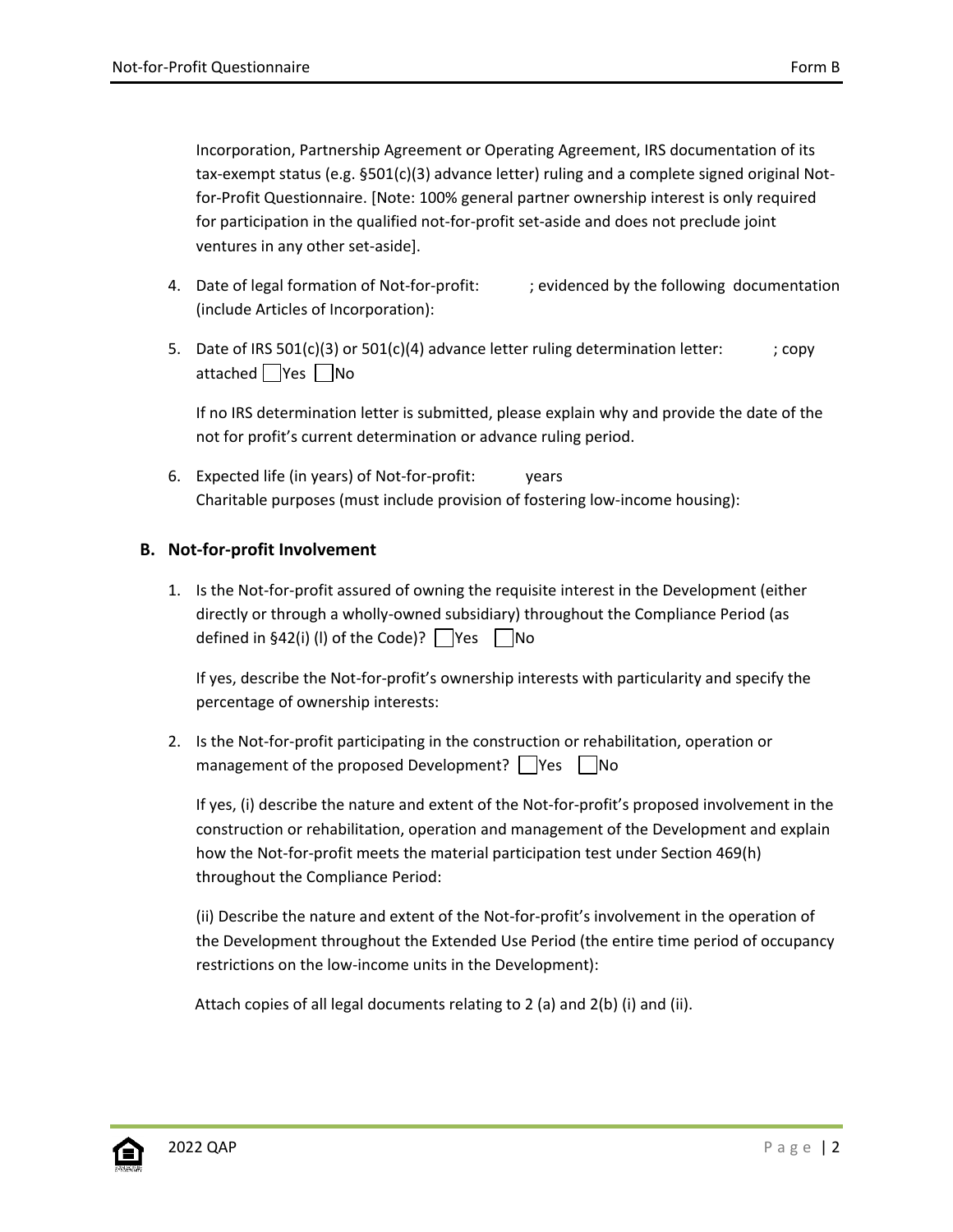Incorporation, Partnership Agreement or Operating Agreement, IRS documentation of its tax-exempt status (e.g. §501(c)(3) advance letter) ruling and a complete signed original Not-for-Profit Questionnaire. [Note: 100% general partner ownership interest is only required for participation in the qualified not-for-profit set-aside and does not preclude joint ventures in any other set-aside].

4. Date of legal formation of Not-for-profit: ; evidenced by the following documentation (include Articles of Incorporation):

5. Date of IRS 501(c)(3) or 501(c)(4) advance letter ruling determination letter: ; copy attached ☐ Yes ☐ No

   If no IRS determination letter is submitted, please explain why and provide the date of the not for profit's current determination or advance ruling period.

6. Expected life (in years) of Not-for-profit: years
   Charitable purposes (must include provision of fostering low-income housing):

## B. Not-for-profit Involvement

1. Is the Not-for-profit assured of owning the requisite interest in the Development (either directly or through a wholly-owned subsidiary) throughout the Compliance Period (as defined in §42(i) (l) of the Code)? ☐ Yes ☐ No

   If yes, describe the Not-for-profit's ownership interests with particularity and specify the percentage of ownership interests:

2. Is the Not-for-profit participating in the construction or rehabilitation, operation or management of the proposed Development? ☐ Yes ☐ No

   If yes, (i) describe the nature and extent of the Not-for-profit's proposed involvement in the construction or rehabilitation, operation and management of the Development and explain how the Not-for-profit meets the material participation test under Section 469(h) throughout the Compliance Period:

   (ii) Describe the nature and extent of the Not-for-profit's involvement in the operation of the Development throughout the Extended Use Period (the entire time period of occupancy restrictions on the low-income units in the Development):

   Attach copies of all legal documents relating to 2 (a) and 2(b) (i) and (ii).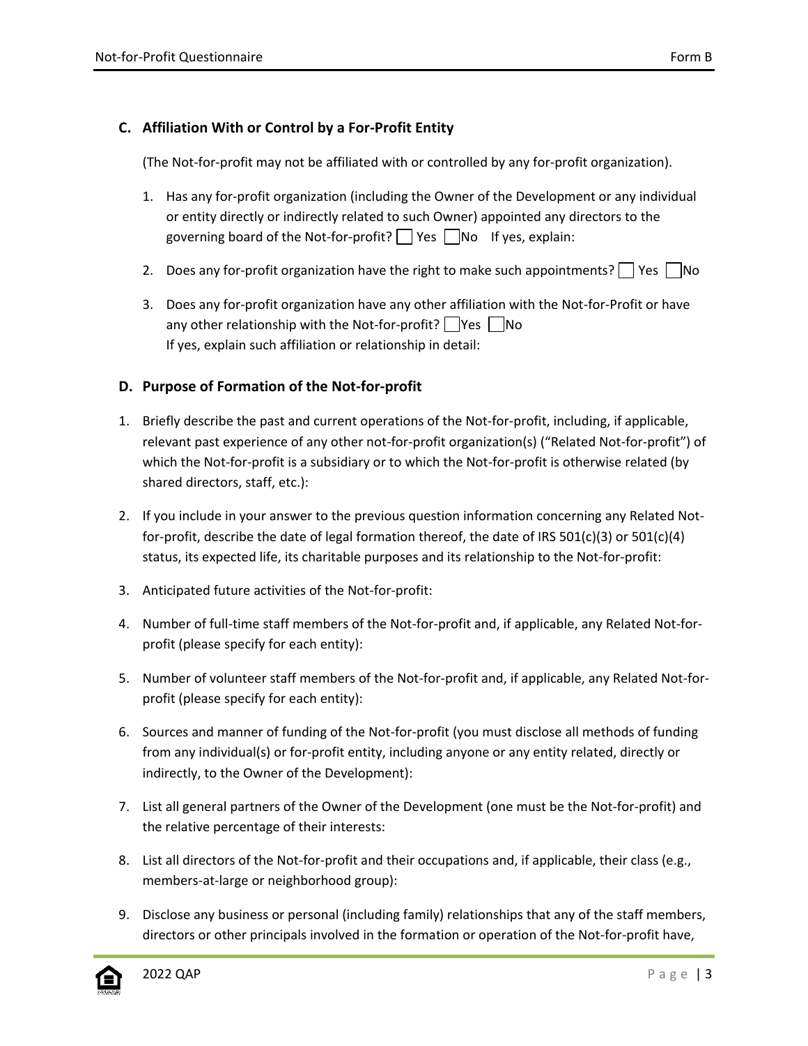### C. Affiliation With or Control by a For-Profit Entity

(The Not-for-profit may not be affiliated with or controlled by any for-profit organization).

1. Has any for-profit organization (including the Owner of the Development or any individual or entity directly or indirectly related to such Owner) appointed any directors to the governing board of the Not-for-profit? ☐ Yes ☐ No If yes, explain:
2. Does any for-profit organization have the right to make such appointments? ☐ Yes ☐ No
3. Does any for-profit organization have any other affiliation with the Not-for-Profit or have any other relationship with the Not-for-profit? ☐ Yes ☐ No
   If yes, explain such affiliation or relationship in detail:

### D. Purpose of Formation of the Not-for-profit

1. Briefly describe the past and current operations of the Not-for-profit, including, if applicable, relevant past experience of any other not-for-profit organization(s) ("Related Not-for-profit") of which the Not-for-profit is a subsidiary or to which the Not-for-profit is otherwise related (by shared directors, staff, etc.):
2. If you include in your answer to the previous question information concerning any Related Not-for-profit, describe the date of legal formation thereof, the date of IRS 501(c)(3) or 501(c)(4) status, its expected life, its charitable purposes and its relationship to the Not-for-profit:
3. Anticipated future activities of the Not-for-profit:
4. Number of full-time staff members of the Not-for-profit and, if applicable, any Related Not-for-profit (please specify for each entity):
5. Number of volunteer staff members of the Not-for-profit and, if applicable, any Related Not-for-profit (please specify for each entity):
6. Sources and manner of funding of the Not-for-profit (you must disclose all methods of funding from any individual(s) or for-profit entity, including anyone or any entity related, directly or indirectly, to the Owner of the Development):
7. List all general partners of the Owner of the Development (one must be the Not-for-profit) and the relative percentage of their interests:
8. List all directors of the Not-for-profit and their occupations and, if applicable, their class (e.g., members-at-large or neighborhood group):
9. Disclose any business or personal (including family) relationships that any of the staff members, directors or other principals involved in the formation or operation of the Not-for-profit have,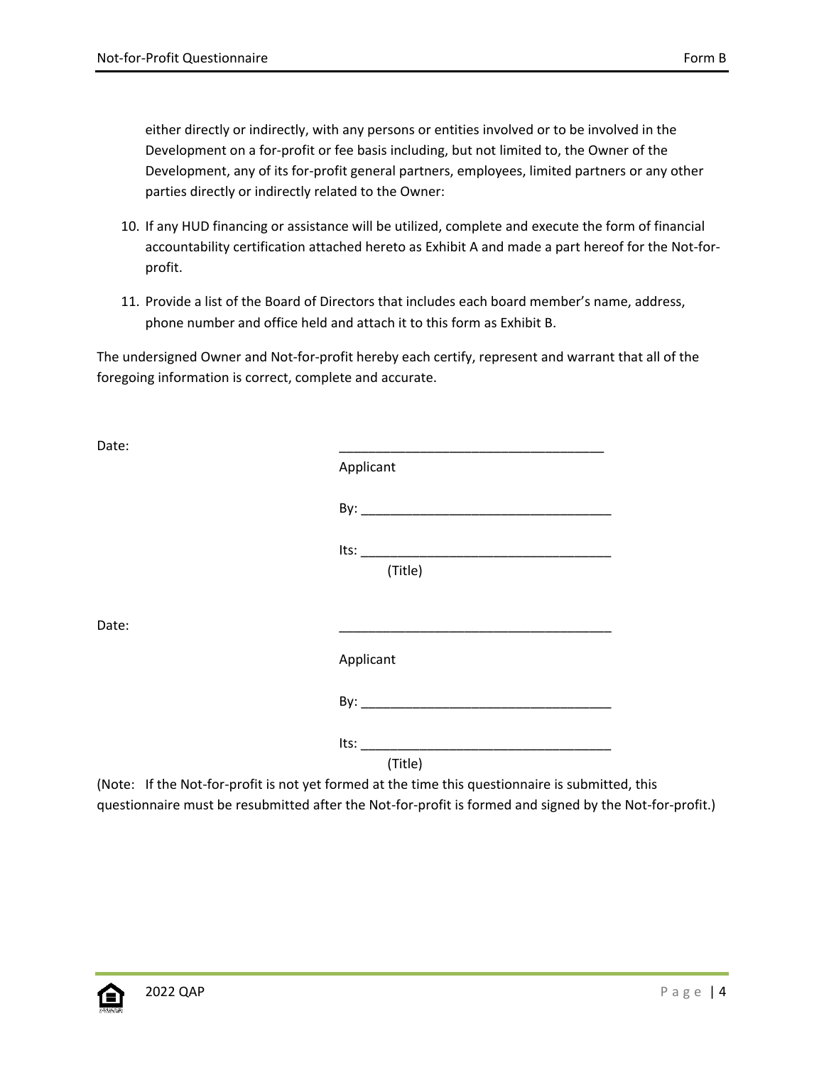either directly or indirectly, with any persons or entities involved or to be involved in the Development on a for-profit or fee basis including, but not limited to, the Owner of the Development, any of its for-profit general partners, employees, limited partners or any other parties directly or indirectly related to the Owner:

10. If any HUD financing or assistance will be utilized, complete and execute the form of financial accountability certification attached hereto as Exhibit A and made a part hereof for the Not-for-profit.

11. Provide a list of the Board of Directors that includes each board member's name, address, phone number and office held and attach it to this form as Exhibit B.

The undersigned Owner and Not-for-profit hereby each certify, represent and warrant that all of the foregoing information is correct, complete and accurate.

Date: ____________________________________

Applicant

By: ____________________________________

Its: ____________________________________
(Title)

Date: ____________________________________

Applicant

By: ____________________________________

Its: ____________________________________
(Title)

(Note: If the Not-for-profit is not yet formed at the time this questionnaire is submitted, this questionnaire must be resubmitted after the Not-for-profit is formed and signed by the Not-for-profit.)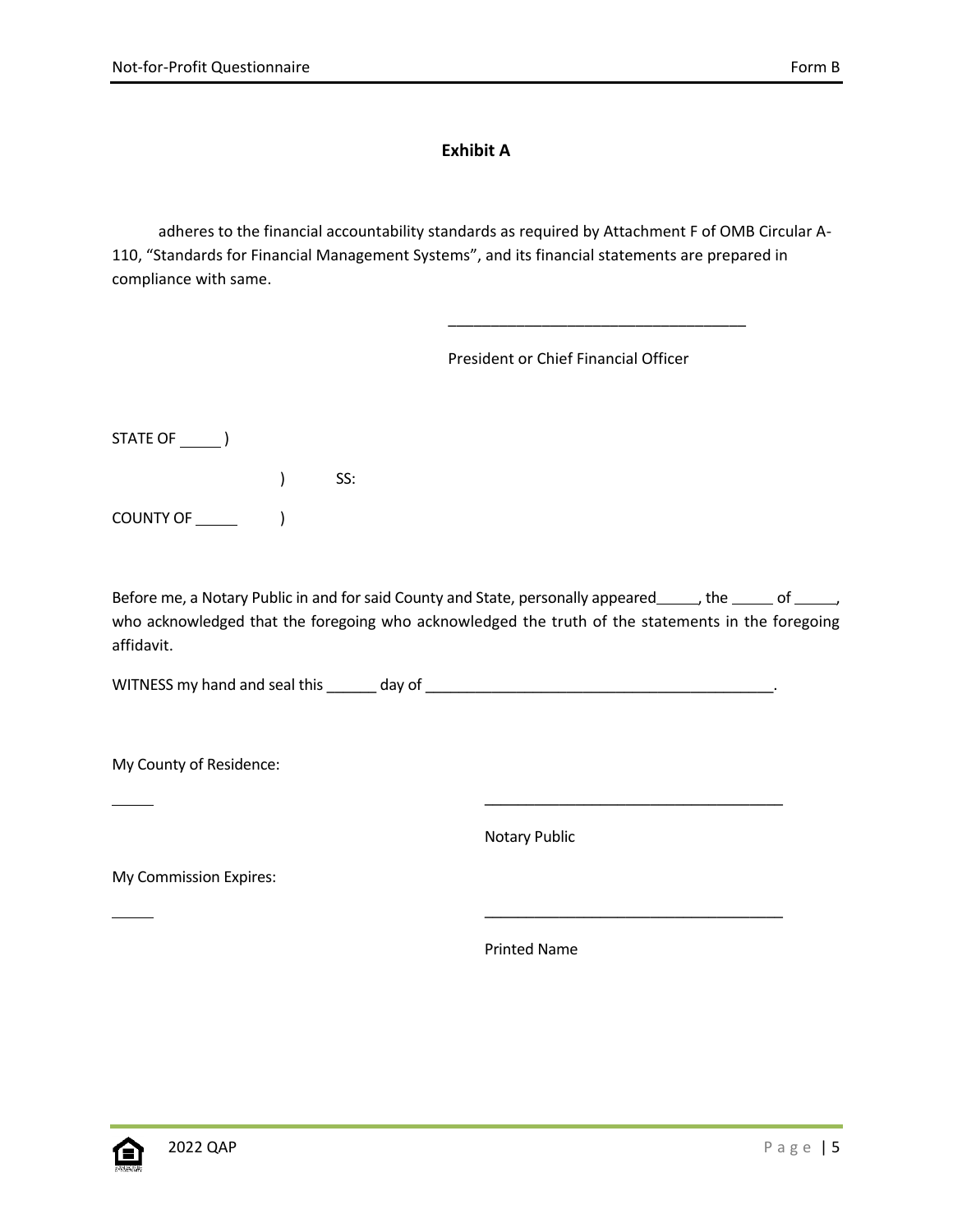## Exhibit A

adheres to the financial accountability standards as required by Attachment F of OMB Circular A-110, "Standards for Financial Management Systems", and its financial statements are prepared in compliance with same.

\_\_\_\_\_\_\_\_\_\_\_\_\_\_\_\_\_\_\_\_\_\_\_\_\_\_\_\_\_\_\_\_\_\_\_\_

President or Chief Financial Officer

STATE OF _____ )

) SS:

COUNTY OF _____ )

Before me, a Notary Public in and for said County and State, personally appeared_____, the _____ of _____, who acknowledged that the foregoing who acknowledged the truth of the statements in the foregoing affidavit.

WITNESS my hand and seal this ______ day of ___________________________________________.

My County of Residence:

_____

\_\_\_\_\_\_\_\_\_\_\_\_\_\_\_\_\_\_\_\_\_\_\_\_\_\_\_\_\_\_\_\_\_\_\_\_

Notary Public

My Commission Expires:

_____

\_\_\_\_\_\_\_\_\_\_\_\_\_\_\_\_\_\_\_\_\_\_\_\_\_\_\_\_\_\_\_\_\_\_\_\_

Printed Name